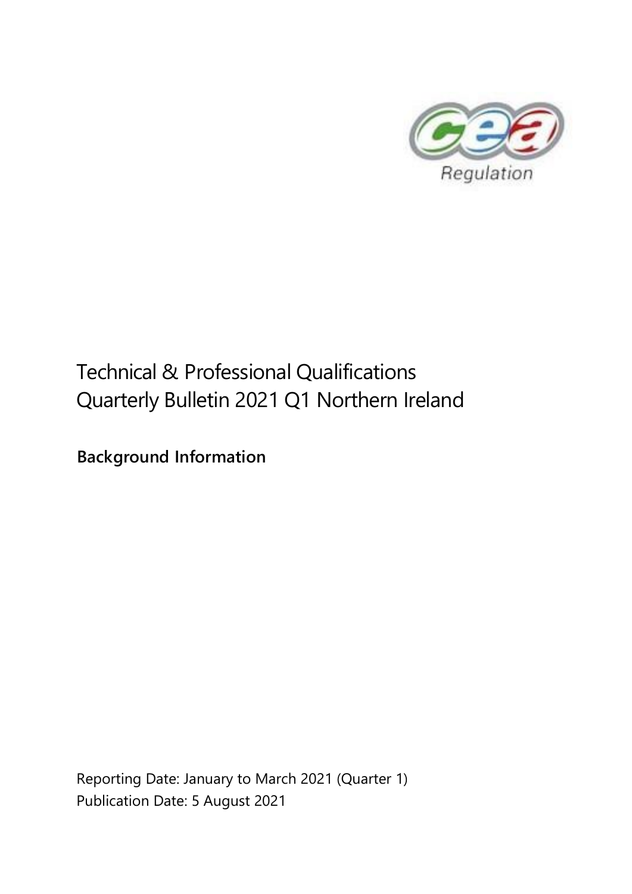Regulation

# Technical & Professional Qualifications Quarterly Bulletin 2021 Q1 Northern Ireland

## Background Information

Reporting Date: January to March 2021 (Quarter 1)
Publication Date: 5 August 2021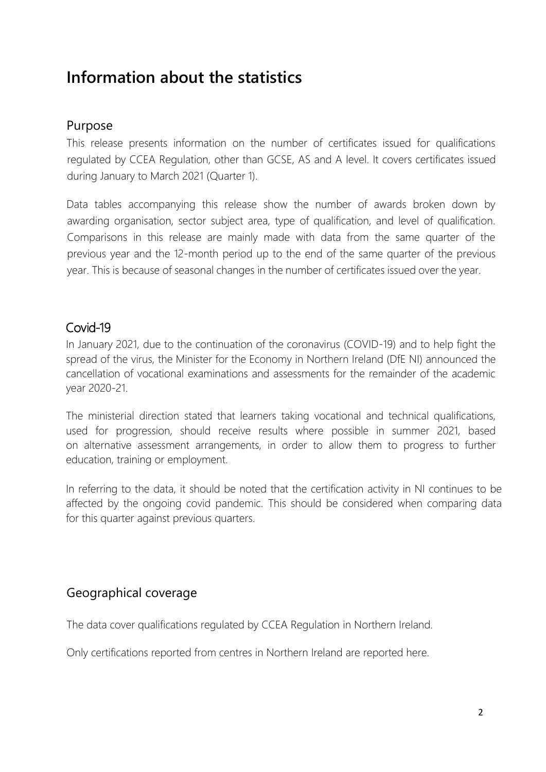# Information about the statistics

## Purpose

This release presents information on the number of certificates issued for qualifications regulated by CCEA Regulation, other than GCSE, AS and A level. It covers certificates issued during January to March 2021 (Quarter 1).

Data tables accompanying this release show the number of awards broken down by awarding organisation, sector subject area, type of qualification, and level of qualification. Comparisons in this release are mainly made with data from the same quarter of the previous year and the 12-month period up to the end of the same quarter of the previous year. This is because of seasonal changes in the number of certificates issued over the year.

## Covid-19

In January 2021, due to the continuation of the coronavirus (COVID-19) and to help fight the spread of the virus, the Minister for the Economy in Northern Ireland (DfE NI) announced the cancellation of vocational examinations and assessments for the remainder of the academic year 2020-21.

The ministerial direction stated that learners taking vocational and technical qualifications, used for progression, should receive results where possible in summer 2021, based on alternative assessment arrangements, in order to allow them to progress to further education, training or employment.

In referring to the data, it should be noted that the certification activity in NI continues to be affected by the ongoing covid pandemic. This should be considered when comparing data for this quarter against previous quarters.

## Geographical coverage

The data cover qualifications regulated by CCEA Regulation in Northern Ireland.

Only certifications reported from centres in Northern Ireland are reported here.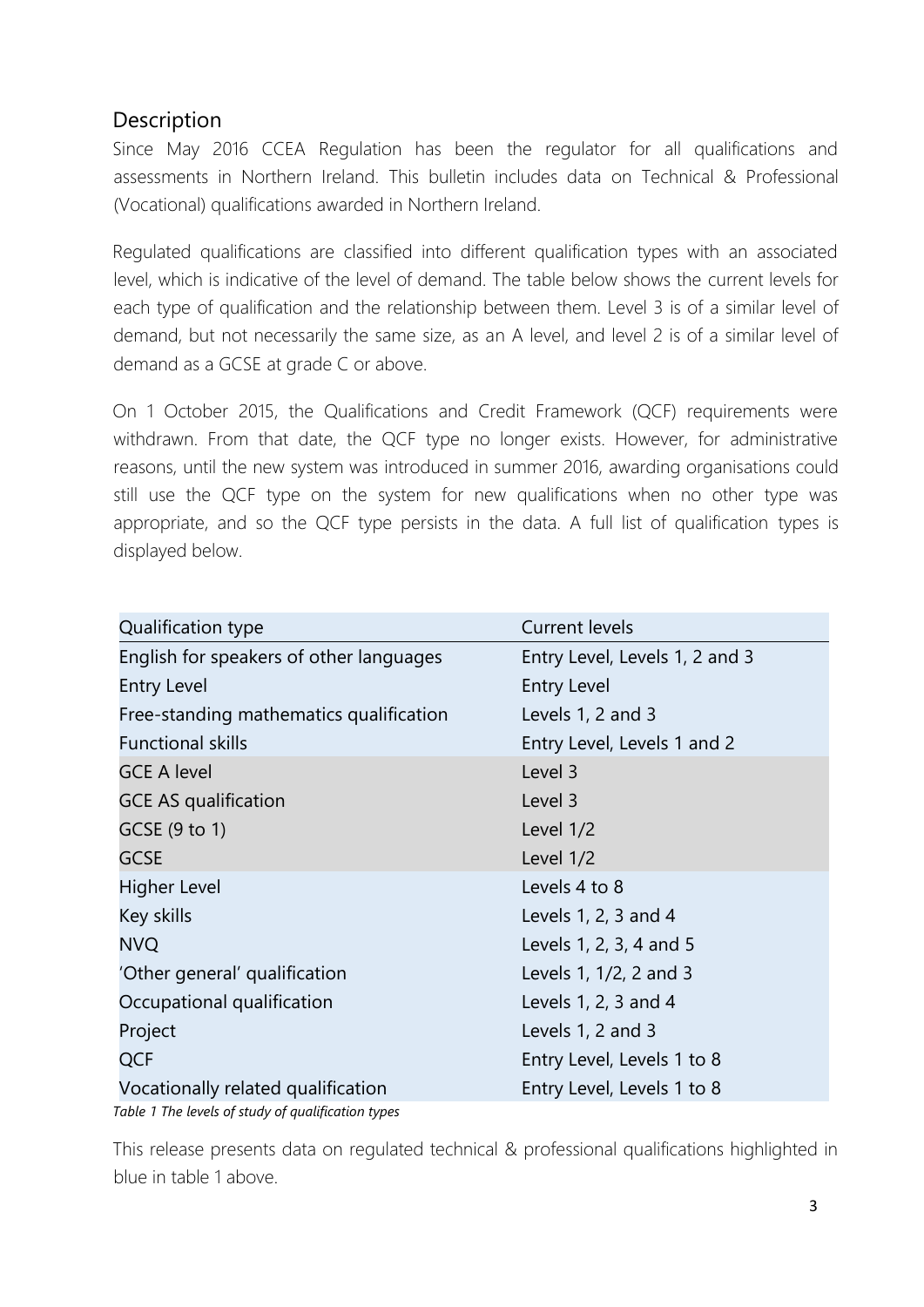## Description

Since May 2016 CCEA Regulation has been the regulator for all qualifications and assessments in Northern Ireland. This bulletin includes data on Technical & Professional (Vocational) qualifications awarded in Northern Ireland.

Regulated qualifications are classified into different qualification types with an associated level, which is indicative of the level of demand. The table below shows the current levels for each type of qualification and the relationship between them. Level 3 is of a similar level of demand, but not necessarily the same size, as an A level, and level 2 is of a similar level of demand as a GCSE at grade C or above.

On 1 October 2015, the Qualifications and Credit Framework (QCF) requirements were withdrawn. From that date, the QCF type no longer exists. However, for administrative reasons, until the new system was introduced in summer 2016, awarding organisations could still use the QCF type on the system for new qualifications when no other type was appropriate, and so the QCF type persists in the data. A full list of qualification types is displayed below.

| Qualification type | Current levels |
|---|---|
| English for speakers of other languages | Entry Level, Levels 1, 2 and 3 |
| Entry Level | Entry Level |
| Free-standing mathematics qualification | Levels 1, 2 and 3 |
| Functional skills | Entry Level, Levels 1 and 2 |
| GCE A level | Level 3 |
| GCE AS qualification | Level 3 |
| GCSE (9 to 1) | Level 1/2 |
| GCSE | Level 1/2 |
| Higher Level | Levels 4 to 8 |
| Key skills | Levels 1, 2, 3 and 4 |
| NVQ | Levels 1, 2, 3, 4 and 5 |
| 'Other general' qualification | Levels 1, 1/2, 2 and 3 |
| Occupational qualification | Levels 1, 2, 3 and 4 |
| Project | Levels 1, 2 and 3 |
| QCF | Entry Level, Levels 1 to 8 |
| Vocationally related qualification | Entry Level, Levels 1 to 8 |

*Table 1 The levels of study of qualification types*

This release presents data on regulated technical & professional qualifications highlighted in blue in table 1 above.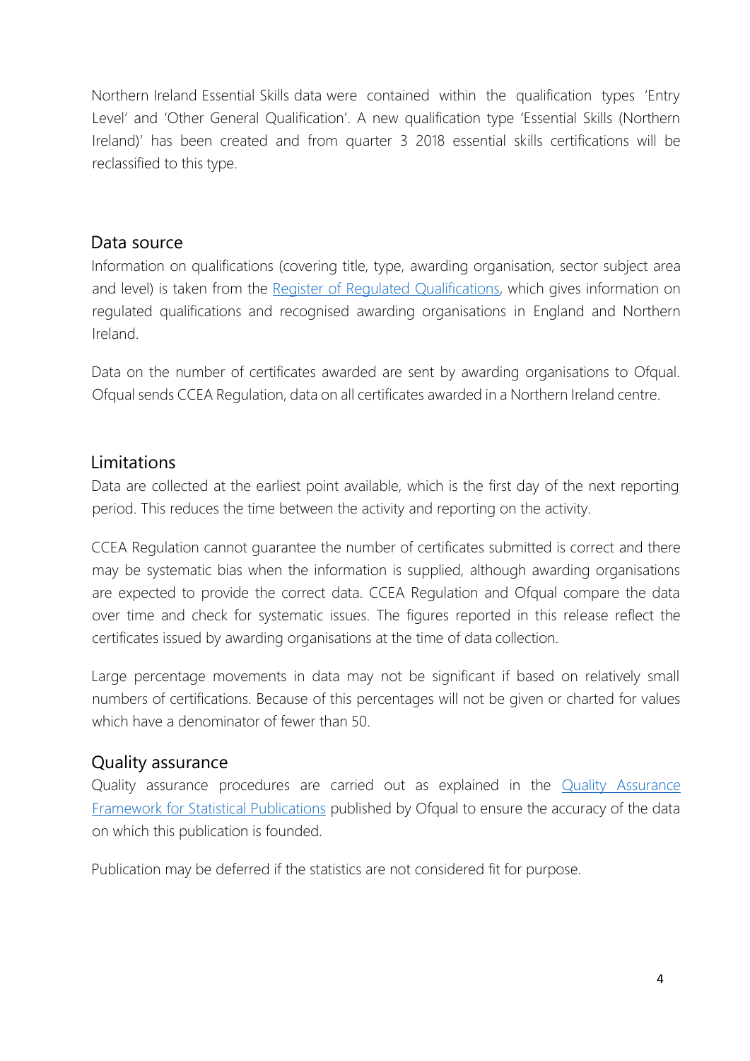Northern Ireland Essential Skills data were contained within the qualification types 'Entry Level' and 'Other General Qualification'. A new qualification type 'Essential Skills (Northern Ireland)' has been created and from quarter 3 2018 essential skills certifications will be reclassified to this type.

## Data source

Information on qualifications (covering title, type, awarding organisation, sector subject area and level) is taken from the Register of Regulated Qualifications, which gives information on regulated qualifications and recognised awarding organisations in England and Northern Ireland.

Data on the number of certificates awarded are sent by awarding organisations to Ofqual. Ofqual sends CCEA Regulation, data on all certificates awarded in a Northern Ireland centre.

## Limitations

Data are collected at the earliest point available, which is the first day of the next reporting period. This reduces the time between the activity and reporting on the activity.

CCEA Regulation cannot guarantee the number of certificates submitted is correct and there may be systematic bias when the information is supplied, although awarding organisations are expected to provide the correct data. CCEA Regulation and Ofqual compare the data over time and check for systematic issues. The figures reported in this release reflect the certificates issued by awarding organisations at the time of data collection.

Large percentage movements in data may not be significant if based on relatively small numbers of certifications. Because of this percentages will not be given or charted for values which have a denominator of fewer than 50.

## Quality assurance

Quality assurance procedures are carried out as explained in the Quality Assurance Framework for Statistical Publications published by Ofqual to ensure the accuracy of the data on which this publication is founded.

Publication may be deferred if the statistics are not considered fit for purpose.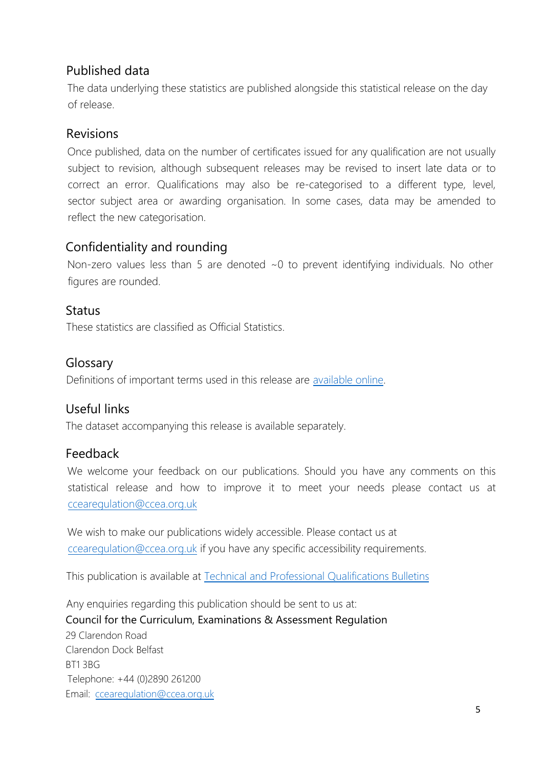## Published data

The data underlying these statistics are published alongside this statistical release on the day of release.

## Revisions

Once published, data on the number of certificates issued for any qualification are not usually subject to revision, although subsequent releases may be revised to insert late data or to correct an error. Qualifications may also be re-categorised to a different type, level, sector subject area or awarding organisation. In some cases, data may be amended to reflect the new categorisation.

## Confidentiality and rounding

Non-zero values less than 5 are denoted ~0 to prevent identifying individuals. No other figures are rounded.

## Status

These statistics are classified as Official Statistics.

## Glossary

Definitions of important terms used in this release are available online.

## Useful links

The dataset accompanying this release is available separately.

## Feedback

We welcome your feedback on our publications. Should you have any comments on this statistical release and how to improve it to meet your needs please contact us at ccearegulation@ccea.org.uk

We wish to make our publications widely accessible. Please contact us at ccearegulation@ccea.org.uk if you have any specific accessibility requirements.

This publication is available at Technical and Professional Qualifications Bulletins

Any enquiries regarding this publication should be sent to us at:

Council for the Curriculum, Examinations & Assessment Regulation
29 Clarendon Road
Clarendon Dock Belfast
BT1 3BG
Telephone: +44 (0)2890 261200
Email: ccearegulation@ccea.org.uk